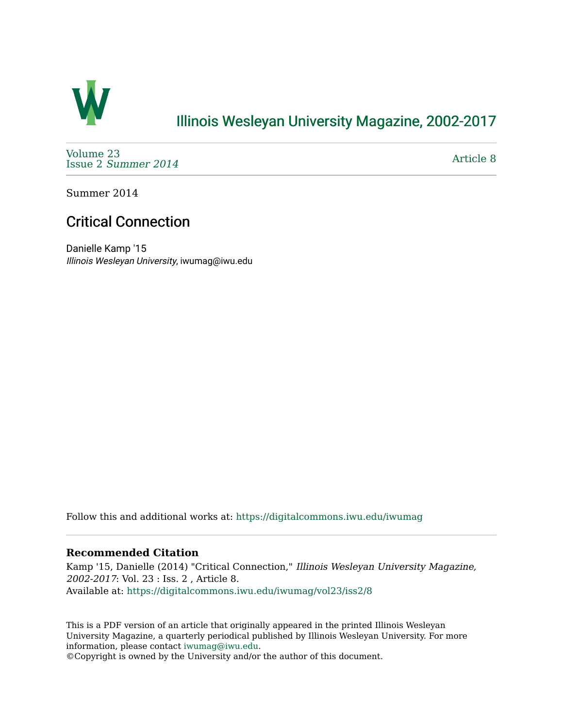# Illinois Wesleyan University Magazine, 2002-2017

Volume 23
Issue 2 *Summer 2014*

Article 8

Summer 2014

## Critical Connection

Danielle Kamp '15
*Illinois Wesleyan University*, iwumag@iwu.edu

Follow this and additional works at: https://digitalcommons.iwu.edu/iwumag

### Recommended Citation

Kamp '15, Danielle (2014) "Critical Connection," *Illinois Wesleyan University Magazine, 2002-2017*: Vol. 23 : Iss. 2 , Article 8.
Available at: https://digitalcommons.iwu.edu/iwumag/vol23/iss2/8

This is a PDF version of an article that originally appeared in the printed Illinois Wesleyan University Magazine, a quarterly periodical published by Illinois Wesleyan University. For more information, please contact iwumag@iwu.edu.
©Copyright is owned by the University and/or the author of this document.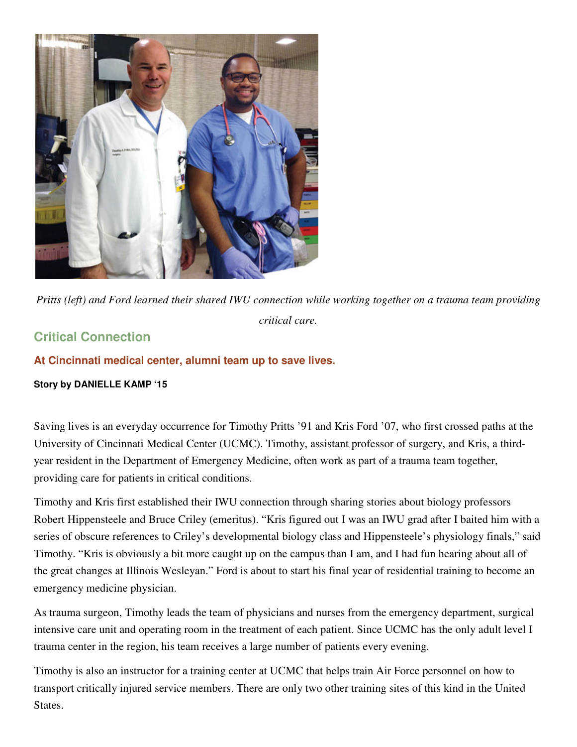*Pritts (left) and Ford learned their shared IWU connection while working together on a trauma team providing critical care.*

## Critical Connection

### At Cincinnati medical center, alumni team up to save lives.

**Story by DANIELLE KAMP '15**

Saving lives is an everyday occurrence for Timothy Pritts '91 and Kris Ford '07, who first crossed paths at the University of Cincinnati Medical Center (UCMC). Timothy, assistant professor of surgery, and Kris, a third-year resident in the Department of Emergency Medicine, often work as part of a trauma team together, providing care for patients in critical conditions.

Timothy and Kris first established their IWU connection through sharing stories about biology professors Robert Hippensteele and Bruce Criley (emeritus). "Kris figured out I was an IWU grad after I baited him with a series of obscure references to Criley's developmental biology class and Hippensteele's physiology finals," said Timothy. "Kris is obviously a bit more caught up on the campus than I am, and I had fun hearing about all of the great changes at Illinois Wesleyan." Ford is about to start his final year of residential training to become an emergency medicine physician.

As trauma surgeon, Timothy leads the team of physicians and nurses from the emergency department, surgical intensive care unit and operating room in the treatment of each patient. Since UCMC has the only adult level I trauma center in the region, his team receives a large number of patients every evening.

Timothy is also an instructor for a training center at UCMC that helps train Air Force personnel on how to transport critically injured service members. There are only two other training sites of this kind in the United States.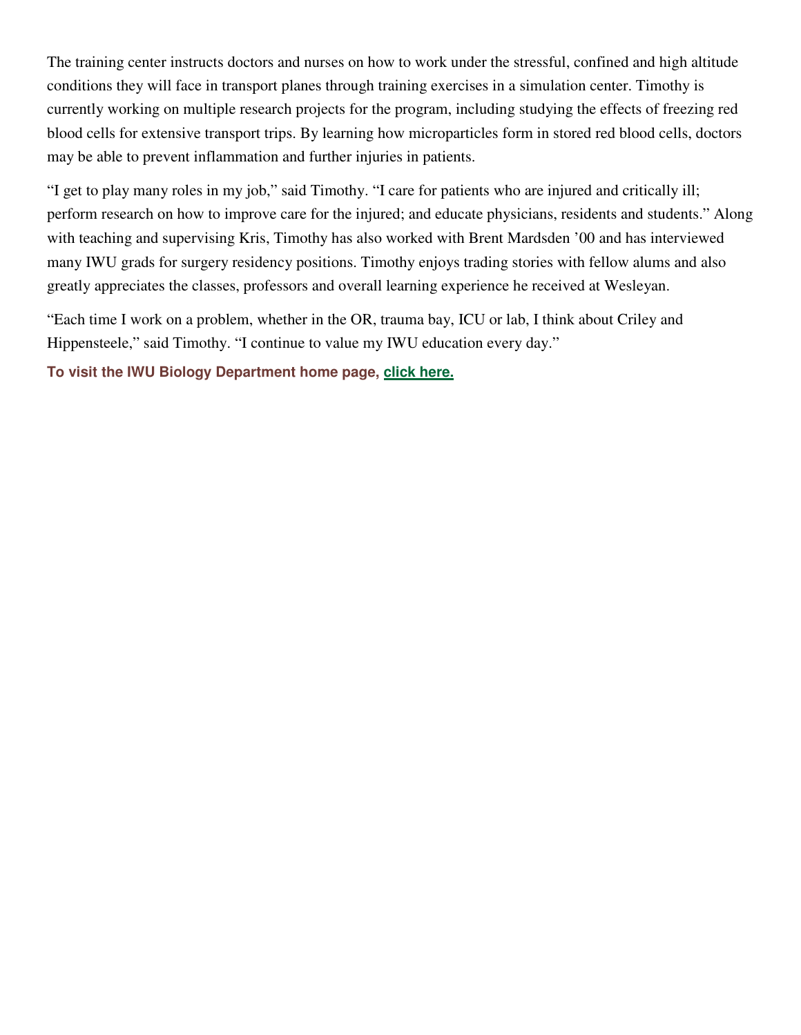The training center instructs doctors and nurses on how to work under the stressful, confined and high altitude conditions they will face in transport planes through training exercises in a simulation center. Timothy is currently working on multiple research projects for the program, including studying the effects of freezing red blood cells for extensive transport trips. By learning how microparticles form in stored red blood cells, doctors may be able to prevent inflammation and further injuries in patients.

“I get to play many roles in my job,” said Timothy. “I care for patients who are injured and critically ill; perform research on how to improve care for the injured; and educate physicians, residents and students.” Along with teaching and supervising Kris, Timothy has also worked with Brent Mardsden ’00 and has interviewed many IWU grads for surgery residency positions. Timothy enjoys trading stories with fellow alums and also greatly appreciates the classes, professors and overall learning experience he received at Wesleyan.

“Each time I work on a problem, whether in the OR, trauma bay, ICU or lab, I think about Criley and Hippensteele,” said Timothy. “I continue to value my IWU education every day.”

**To visit the IWU Biology Department home page, click here.**